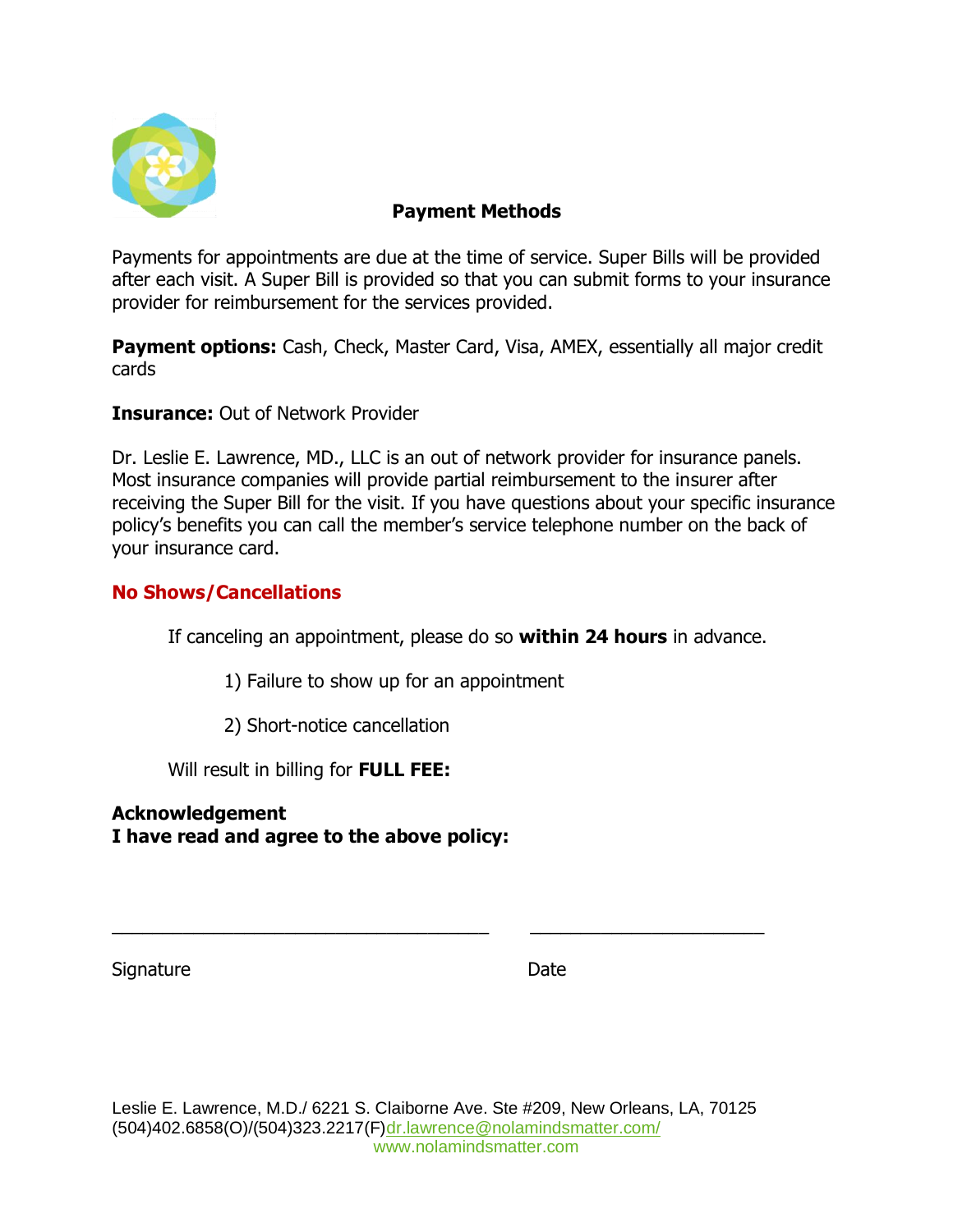## Payment Methods

Payments for appointments are due at the time of service. Super Bills will be provided after each visit. A Super Bill is provided so that you can submit forms to your insurance provider for reimbursement for the services provided.

**Payment options:** Cash, Check, Master Card, Visa, AMEX, essentially all major credit cards

**Insurance:** Out of Network Provider

Dr. Leslie E. Lawrence, MD., LLC is an out of network provider for insurance panels. Most insurance companies will provide partial reimbursement to the insurer after receiving the Super Bill for the visit. If you have questions about your specific insurance policy's benefits you can call the member's service telephone number on the back of your insurance card.

**No Shows/Cancellations**

If canceling an appointment, please do so **within 24 hours** in advance.

1) Failure to show up for an appointment

2) Short-notice cancellation

Will result in billing for **FULL FEE:**

**Acknowledgement**
**I have read and agree to the above policy:**

_______________________________________ ________________________

Signature Date

Leslie E. Lawrence, M.D./ 6221 S. Claiborne Ave. Ste #209, New Orleans, LA, 70125
(504)402.6858(O)/(504)323.2217(F)dr.lawrence@nolamindsmatter.com/
www.nolamindsmatter.com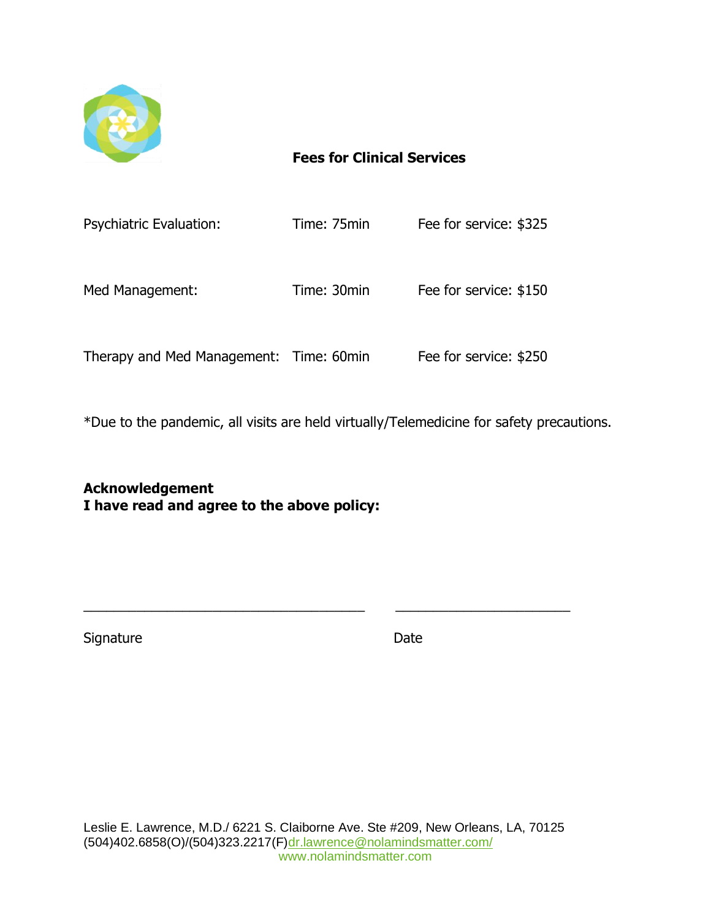## Fees for Clinical Services

| | | |
|---|---|---|
| Psychiatric Evaluation: | Time: 75min | Fee for service: $325 |
| Med Management: | Time: 30min | Fee for service: $150 |
| Therapy and Med Management: | Time: 60min | Fee for service: $250 |

*Due to the pandemic, all visits are held virtually/Telemedicine for safety precautions.

**Acknowledgement**
**I have read and agree to the above policy:**

_______________________________________ ________________________

Signature Date

Leslie E. Lawrence, M.D./ 6221 S. Claiborne Ave. Ste #209, New Orleans, LA, 70125
(504)402.6858(O)/(504)323.2217(F)dr.lawrence@nolamindsmatter.com/
www.nolamindsmatter.com